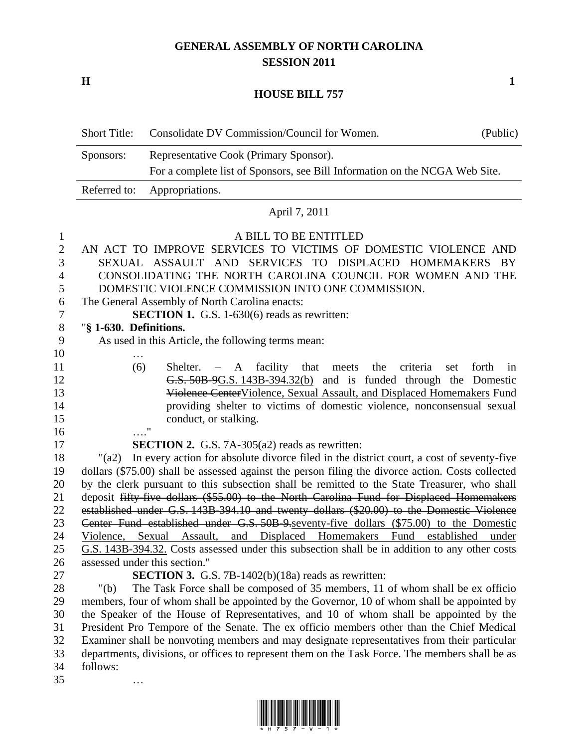# GENERAL ASSEMBLY OF NORTH CAROLINA
## SESSION 2011

**H** **1**

## HOUSE BILL 757

| Short Title: | Consolidate DV Commission/Council for Women. | (Public) |
|---|---|---|
| Sponsors: | Representative Cook (Primary Sponsor). For a complete list of Sponsors, see Bill Information on the NCGA Web Site. | |
| Referred to: | Appropriations. | |

April 7, 2011

A BILL TO BE ENTITLED

AN ACT TO IMPROVE SERVICES TO VICTIMS OF DOMESTIC VIOLENCE AND SEXUAL ASSAULT AND SERVICES TO DISPLACED HOMEMAKERS BY CONSOLIDATING THE NORTH CAROLINA COUNCIL FOR WOMEN AND THE DOMESTIC VIOLENCE COMMISSION INTO ONE COMMISSION.

The General Assembly of North Carolina enacts:

**SECTION 1.** G.S. 1-630(6) reads as rewritten:

"**§ 1-630. Definitions.**

As used in this Article, the following terms mean:

…

(6) Shelter. – A facility that meets the criteria set forth in ~~G.S. 50B-9~~G.S. 143B-394.32(b) and is funded through the Domestic ~~Violence Center~~Violence, Sexual Assault, and Displaced Homemakers Fund providing shelter to victims of domestic violence, nonconsensual sexual conduct, or stalking.

…."

**SECTION 2.** G.S. 7A-305(a2) reads as rewritten:

"(a2) In every action for absolute divorce filed in the district court, a cost of seventy-five dollars ($75.00) shall be assessed against the person filing the divorce action. Costs collected by the clerk pursuant to this subsection shall be remitted to the State Treasurer, who shall deposit ~~fifty-five dollars ($55.00) to the North Carolina Fund for Displaced Homemakers established under G.S. 143B-394.10 and twenty dollars ($20.00) to the Domestic Violence Center Fund established under G.S. 50B-9.~~seventy-five dollars ($75.00) to the Domestic Violence, Sexual Assault, and Displaced Homemakers Fund established under G.S. 143B-394.32. Costs assessed under this subsection shall be in addition to any other costs assessed under this section."

**SECTION 3.** G.S. 7B-1402(b)(18a) reads as rewritten:

"(b) The Task Force shall be composed of 35 members, 11 of whom shall be ex officio members, four of whom shall be appointed by the Governor, 10 of whom shall be appointed by the Speaker of the House of Representatives, and 10 of whom shall be appointed by the President Pro Tempore of the Senate. The ex officio members other than the Chief Medical Examiner shall be nonvoting members and may designate representatives from their particular departments, divisions, or offices to represent them on the Task Force. The members shall be as follows:

…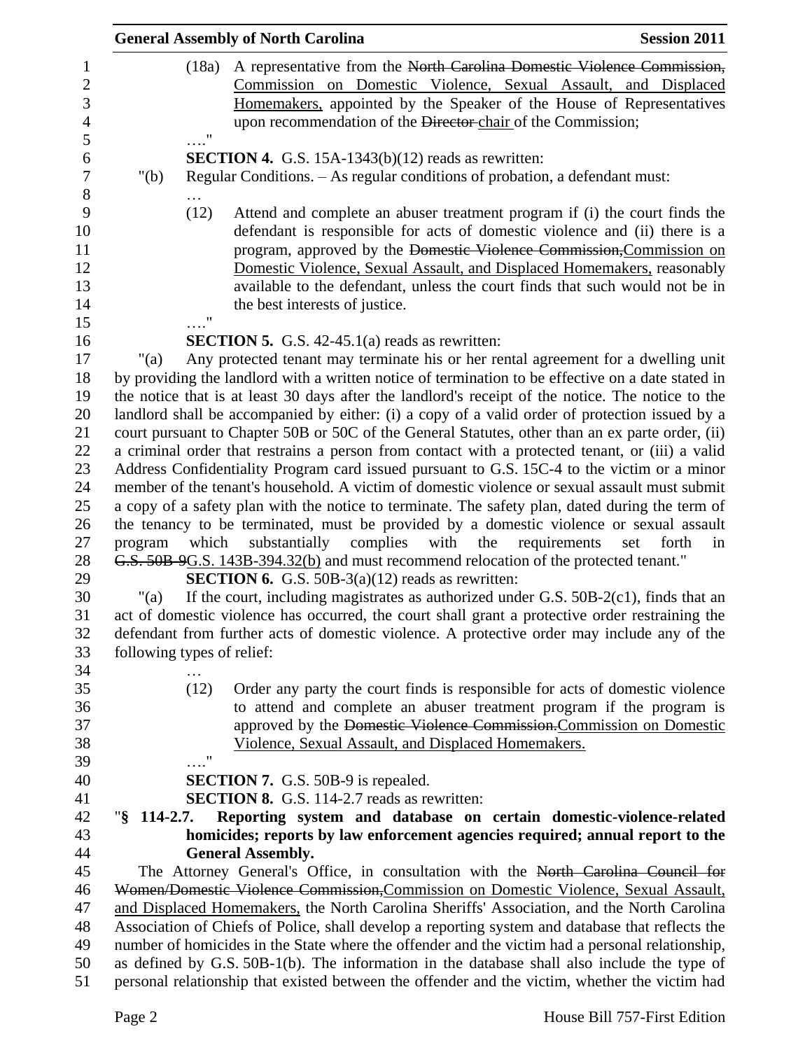(18a) A representative from the ~~North Carolina Domestic Violence Commission,~~ Commission on Domestic Violence, Sexual Assault, and Displaced Homemakers, appointed by the Speaker of the House of Representatives upon recommendation of the ~~Director~~ chair of the Commission;

…."

**SECTION 4.** G.S. 15A-1343(b)(12) reads as rewritten:

"(b) Regular Conditions. – As regular conditions of probation, a defendant must:

…

(12) Attend and complete an abuser treatment program if (i) the court finds the defendant is responsible for acts of domestic violence and (ii) there is a program, approved by the ~~Domestic Violence Commission,~~Commission on Domestic Violence, Sexual Assault, and Displaced Homemakers, reasonably available to the defendant, unless the court finds that such would not be in the best interests of justice.

…."

**SECTION 5.** G.S. 42-45.1(a) reads as rewritten:

"(a) Any protected tenant may terminate his or her rental agreement for a dwelling unit by providing the landlord with a written notice of termination to be effective on a date stated in the notice that is at least 30 days after the landlord's receipt of the notice. The notice to the landlord shall be accompanied by either: (i) a copy of a valid order of protection issued by a court pursuant to Chapter 50B or 50C of the General Statutes, other than an ex parte order, (ii) a criminal order that restrains a person from contact with a protected tenant, or (iii) a valid Address Confidentiality Program card issued pursuant to G.S. 15C-4 to the victim or a minor member of the tenant's household. A victim of domestic violence or sexual assault must submit a copy of a safety plan with the notice to terminate. The safety plan, dated during the term of the tenancy to be terminated, must be provided by a domestic violence or sexual assault program which substantially complies with the requirements set forth in ~~G.S. 50B-9~~G.S. 143B-394.32(b) and must recommend relocation of the protected tenant."

**SECTION 6.** G.S. 50B-3(a)(12) reads as rewritten:

"(a) If the court, including magistrates as authorized under G.S. 50B-2(c1), finds that an act of domestic violence has occurred, the court shall grant a protective order restraining the defendant from further acts of domestic violence. A protective order may include any of the following types of relief:

…

(12) Order any party the court finds is responsible for acts of domestic violence to attend and complete an abuser treatment program if the program is approved by the ~~Domestic Violence Commission.~~Commission on Domestic Violence, Sexual Assault, and Displaced Homemakers.

…."

**SECTION 7.** G.S. 50B-9 is repealed.

**SECTION 8.** G.S. 114-2.7 reads as rewritten:

"**§ 114-2.7. Reporting system and database on certain domestic-violence-related homicides; reports by law enforcement agencies required; annual report to the General Assembly.**

The Attorney General's Office, in consultation with the ~~North Carolina Council for Women/Domestic Violence Commission,~~Commission on Domestic Violence, Sexual Assault, and Displaced Homemakers, the North Carolina Sheriffs' Association, and the North Carolina Association of Chiefs of Police, shall develop a reporting system and database that reflects the number of homicides in the State where the offender and the victim had a personal relationship, as defined by G.S. 50B-1(b). The information in the database shall also include the type of personal relationship that existed between the offender and the victim, whether the victim had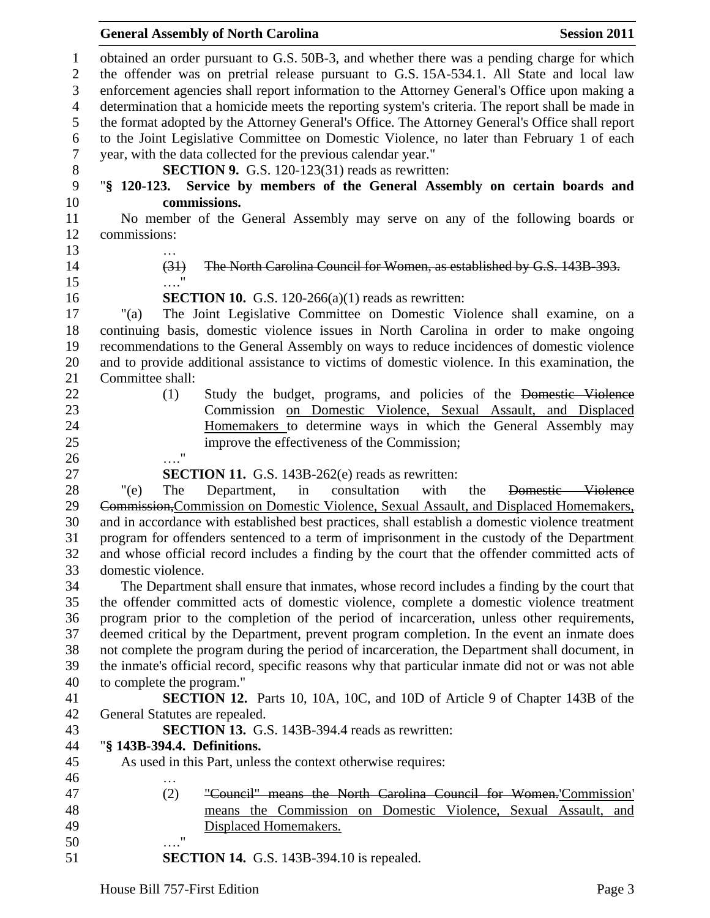obtained an order pursuant to G.S. 50B-3, and whether there was a pending charge for which the offender was on pretrial release pursuant to G.S. 15A-534.1. All State and local law enforcement agencies shall report information to the Attorney General's Office upon making a determination that a homicide meets the reporting system's criteria. The report shall be made in the format adopted by the Attorney General's Office. The Attorney General's Office shall report to the Joint Legislative Committee on Domestic Violence, no later than February 1 of each year, with the data collected for the previous calendar year."

**SECTION 9.** G.S. 120-123(31) reads as rewritten:

"**§ 120-123. Service by members of the General Assembly on certain boards and commissions.**

No member of the General Assembly may serve on any of the following boards or commissions:

…

~~(31) The North Carolina Council for Women, as established by G.S. 143B-393.~~

…."

**SECTION 10.** G.S. 120-266(a)(1) reads as rewritten:

"(a) The Joint Legislative Committee on Domestic Violence shall examine, on a continuing basis, domestic violence issues in North Carolina in order to make ongoing recommendations to the General Assembly on ways to reduce incidences of domestic violence and to provide additional assistance to victims of domestic violence. In this examination, the Committee shall:

(1) Study the budget, programs, and policies of the ~~Domestic Violence~~ Commission <u>on Domestic Violence, Sexual Assault, and Displaced Homemakers</u> to determine ways in which the General Assembly may improve the effectiveness of the Commission;

…."

**SECTION 11.** G.S. 143B-262(e) reads as rewritten:

"(e) The Department, in consultation with the ~~Domestic Violence Commission,~~<u>Commission on Domestic Violence, Sexual Assault, and Displaced Homemakers,</u> and in accordance with established best practices, shall establish a domestic violence treatment program for offenders sentenced to a term of imprisonment in the custody of the Department and whose official record includes a finding by the court that the offender committed acts of domestic violence.

The Department shall ensure that inmates, whose record includes a finding by the court that the offender committed acts of domestic violence, complete a domestic violence treatment program prior to the completion of the period of incarceration, unless other requirements, deemed critical by the Department, prevent program completion. In the event an inmate does not complete the program during the period of incarceration, the Department shall document, in the inmate's official record, specific reasons why that particular inmate did not or was not able to complete the program."

**SECTION 12.** Parts 10, 10A, 10C, and 10D of Article 9 of Chapter 143B of the General Statutes are repealed.

**SECTION 13.** G.S. 143B-394.4 reads as rewritten:

"**§ 143B-394.4. Definitions.**

As used in this Part, unless the context otherwise requires:

…

(2) ~~"Council" means the North Carolina Council for Women.~~<u>'Commission' means the Commission on Domestic Violence, Sexual Assault, and Displaced Homemakers.</u>

…."

**SECTION 14.** G.S. 143B-394.10 is repealed.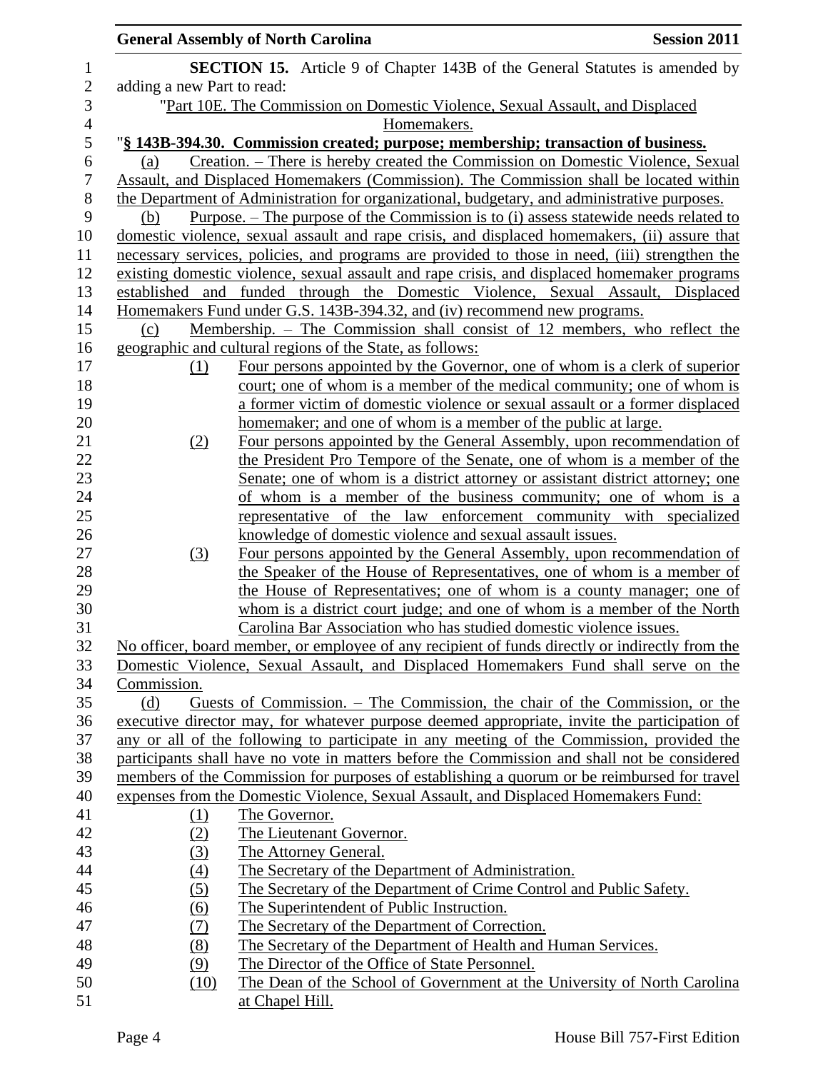**SECTION 15.** Article 9 of Chapter 143B of the General Statutes is amended by adding a new Part to read:

"Part 10E. The Commission on Domestic Violence, Sexual Assault, and Displaced Homemakers.

"**§ 143B-394.30. Commission created; purpose; membership; transaction of business.**

(a) Creation. – There is hereby created the Commission on Domestic Violence, Sexual Assault, and Displaced Homemakers (Commission). The Commission shall be located within the Department of Administration for organizational, budgetary, and administrative purposes.

(b) Purpose. – The purpose of the Commission is to (i) assess statewide needs related to domestic violence, sexual assault and rape crisis, and displaced homemakers, (ii) assure that necessary services, policies, and programs are provided to those in need, (iii) strengthen the existing domestic violence, sexual assault and rape crisis, and displaced homemaker programs established and funded through the Domestic Violence, Sexual Assault, Displaced Homemakers Fund under G.S. 143B-394.32, and (iv) recommend new programs.

(c) Membership. – The Commission shall consist of 12 members, who reflect the geographic and cultural regions of the State, as follows:

(1) Four persons appointed by the Governor, one of whom is a clerk of superior court; one of whom is a member of the medical community; one of whom is a former victim of domestic violence or sexual assault or a former displaced homemaker; and one of whom is a member of the public at large.

(2) Four persons appointed by the General Assembly, upon recommendation of the President Pro Tempore of the Senate, one of whom is a member of the Senate; one of whom is a district attorney or assistant district attorney; one of whom is a member of the business community; one of whom is a representative of the law enforcement community with specialized knowledge of domestic violence and sexual assault issues.

(3) Four persons appointed by the General Assembly, upon recommendation of the Speaker of the House of Representatives, one of whom is a member of the House of Representatives; one of whom is a county manager; one of whom is a district court judge; and one of whom is a member of the North Carolina Bar Association who has studied domestic violence issues.

No officer, board member, or employee of any recipient of funds directly or indirectly from the Domestic Violence, Sexual Assault, and Displaced Homemakers Fund shall serve on the Commission.

(d) Guests of Commission. – The Commission, the chair of the Commission, or the executive director may, for whatever purpose deemed appropriate, invite the participation of any or all of the following to participate in any meeting of the Commission, provided the participants shall have no vote in matters before the Commission and shall not be considered members of the Commission for purposes of establishing a quorum or be reimbursed for travel expenses from the Domestic Violence, Sexual Assault, and Displaced Homemakers Fund:

(1) The Governor.

(2) The Lieutenant Governor.

(3) The Attorney General.

(4) The Secretary of the Department of Administration.

(5) The Secretary of the Department of Crime Control and Public Safety.

(6) The Superintendent of Public Instruction.

(7) The Secretary of the Department of Correction.

(8) The Secretary of the Department of Health and Human Services.

(9) The Director of the Office of State Personnel.

(10) The Dean of the School of Government at the University of North Carolina at Chapel Hill.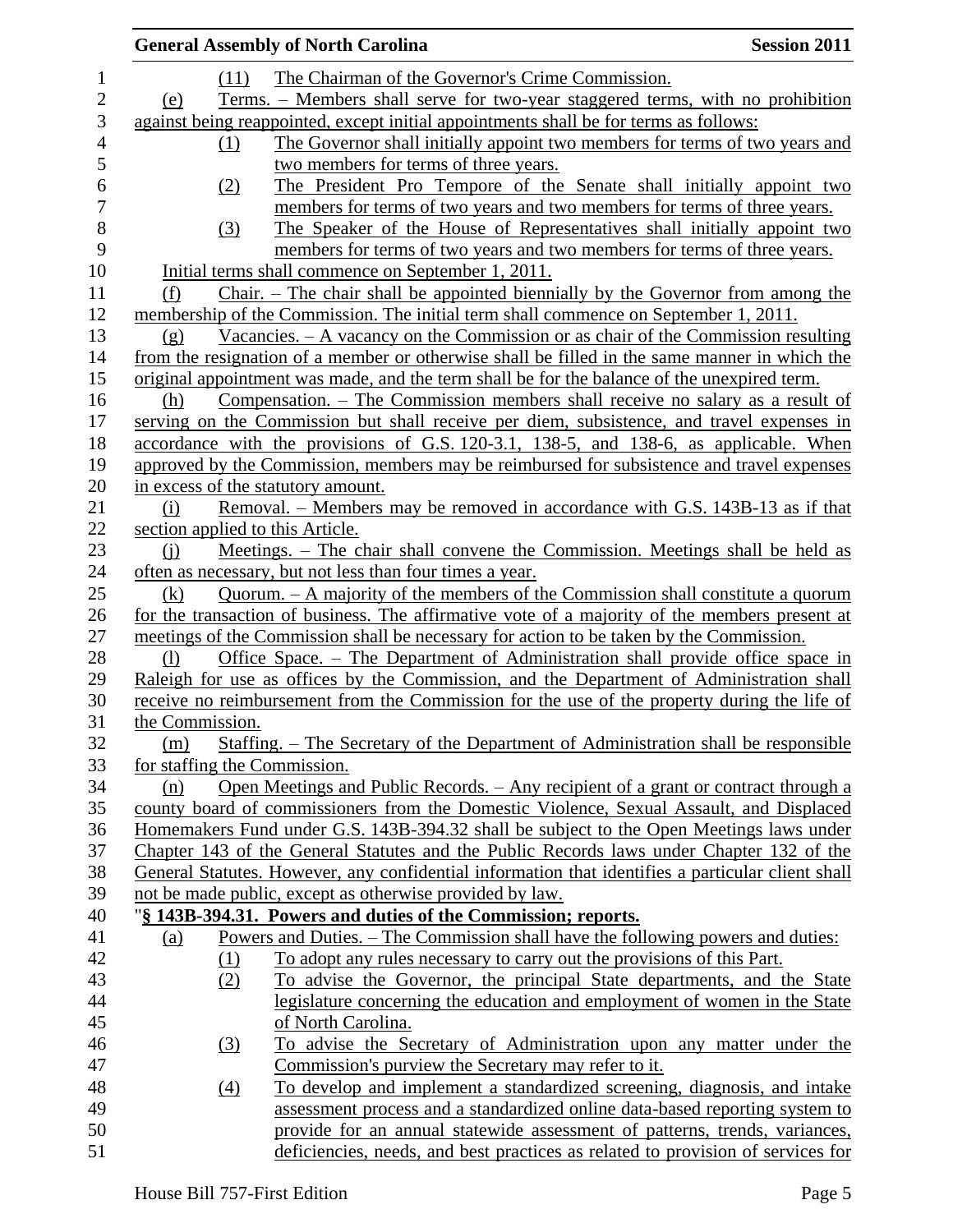(11) The Chairman of the Governor's Crime Commission.

(e) Terms. – Members shall serve for two-year staggered terms, with no prohibition against being reappointed, except initial appointments shall be for terms as follows:

(1) The Governor shall initially appoint two members for terms of two years and two members for terms of three years.

(2) The President Pro Tempore of the Senate shall initially appoint two members for terms of two years and two members for terms of three years.

(3) The Speaker of the House of Representatives shall initially appoint two members for terms of two years and two members for terms of three years.

Initial terms shall commence on September 1, 2011.

(f) Chair. – The chair shall be appointed biennially by the Governor from among the membership of the Commission. The initial term shall commence on September 1, 2011.

(g) Vacancies. – A vacancy on the Commission or as chair of the Commission resulting from the resignation of a member or otherwise shall be filled in the same manner in which the original appointment was made, and the term shall be for the balance of the unexpired term.

(h) Compensation. – The Commission members shall receive no salary as a result of serving on the Commission but shall receive per diem, subsistence, and travel expenses in accordance with the provisions of G.S. 120-3.1, 138-5, and 138-6, as applicable. When approved by the Commission, members may be reimbursed for subsistence and travel expenses in excess of the statutory amount.

(i) Removal. – Members may be removed in accordance with G.S. 143B-13 as if that section applied to this Article.

(j) Meetings. – The chair shall convene the Commission. Meetings shall be held as often as necessary, but not less than four times a year.

(k) Quorum. – A majority of the members of the Commission shall constitute a quorum for the transaction of business. The affirmative vote of a majority of the members present at meetings of the Commission shall be necessary for action to be taken by the Commission.

(l) Office Space. – The Department of Administration shall provide office space in Raleigh for use as offices by the Commission, and the Department of Administration shall receive no reimbursement from the Commission for the use of the property during the life of the Commission.

(m) Staffing. – The Secretary of the Department of Administration shall be responsible for staffing the Commission.

(n) Open Meetings and Public Records. – Any recipient of a grant or contract through a county board of commissioners from the Domestic Violence, Sexual Assault, and Displaced Homemakers Fund under G.S. 143B-394.32 shall be subject to the Open Meetings laws under Chapter 143 of the General Statutes and the Public Records laws under Chapter 132 of the General Statutes. However, any confidential information that identifies a particular client shall not be made public, except as otherwise provided by law.

"**§ 143B-394.31. Powers and duties of the Commission; reports.**

(a) Powers and Duties. – The Commission shall have the following powers and duties:

(1) To adopt any rules necessary to carry out the provisions of this Part.

(2) To advise the Governor, the principal State departments, and the State legislature concerning the education and employment of women in the State of North Carolina.

(3) To advise the Secretary of Administration upon any matter under the Commission's purview the Secretary may refer to it.

(4) To develop and implement a standardized screening, diagnosis, and intake assessment process and a standardized online data-based reporting system to provide for an annual statewide assessment of patterns, trends, variances, deficiencies, needs, and best practices as related to provision of services for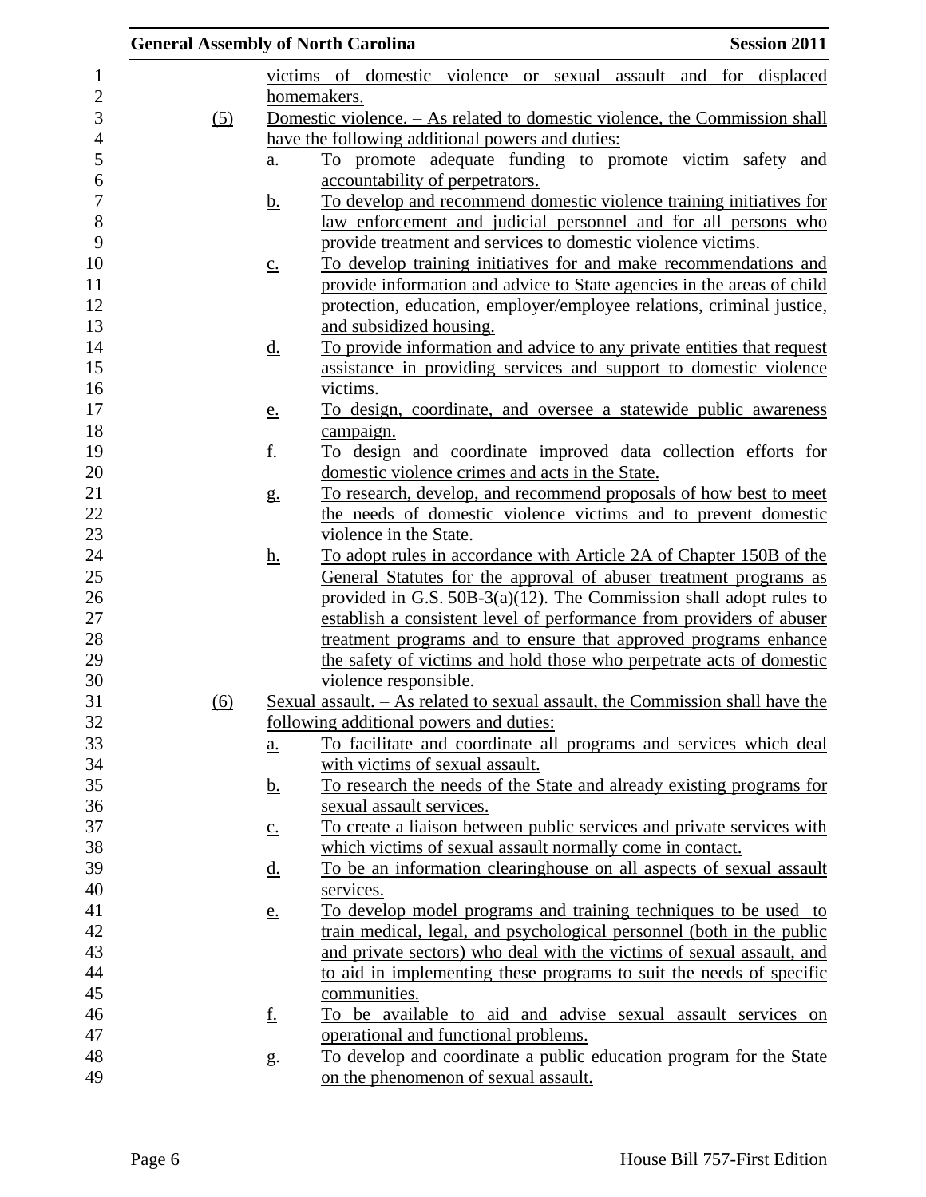victims of domestic violence or sexual assault and for displaced homemakers.

(5) Domestic violence. – As related to domestic violence, the Commission shall have the following additional powers and duties:

a. To promote adequate funding to promote victim safety and accountability of perpetrators.

b. To develop and recommend domestic violence training initiatives for law enforcement and judicial personnel and for all persons who provide treatment and services to domestic violence victims.

c. To develop training initiatives for and make recommendations and provide information and advice to State agencies in the areas of child protection, education, employer/employee relations, criminal justice, and subsidized housing.

d. To provide information and advice to any private entities that request assistance in providing services and support to domestic violence victims.

e. To design, coordinate, and oversee a statewide public awareness campaign.

f. To design and coordinate improved data collection efforts for domestic violence crimes and acts in the State.

g. To research, develop, and recommend proposals of how best to meet the needs of domestic violence victims and to prevent domestic violence in the State.

h. To adopt rules in accordance with Article 2A of Chapter 150B of the General Statutes for the approval of abuser treatment programs as provided in G.S. 50B-3(a)(12). The Commission shall adopt rules to establish a consistent level of performance from providers of abuser treatment programs and to ensure that approved programs enhance the safety of victims and hold those who perpetrate acts of domestic violence responsible.

(6) Sexual assault. – As related to sexual assault, the Commission shall have the following additional powers and duties:

a. To facilitate and coordinate all programs and services which deal with victims of sexual assault.

b. To research the needs of the State and already existing programs for sexual assault services.

c. To create a liaison between public services and private services with which victims of sexual assault normally come in contact.

d. To be an information clearinghouse on all aspects of sexual assault services.

e. To develop model programs and training techniques to be used to train medical, legal, and psychological personnel (both in the public and private sectors) who deal with the victims of sexual assault, and to aid in implementing these programs to suit the needs of specific communities.

f. To be available to aid and advise sexual assault services on operational and functional problems.

g. To develop and coordinate a public education program for the State on the phenomenon of sexual assault.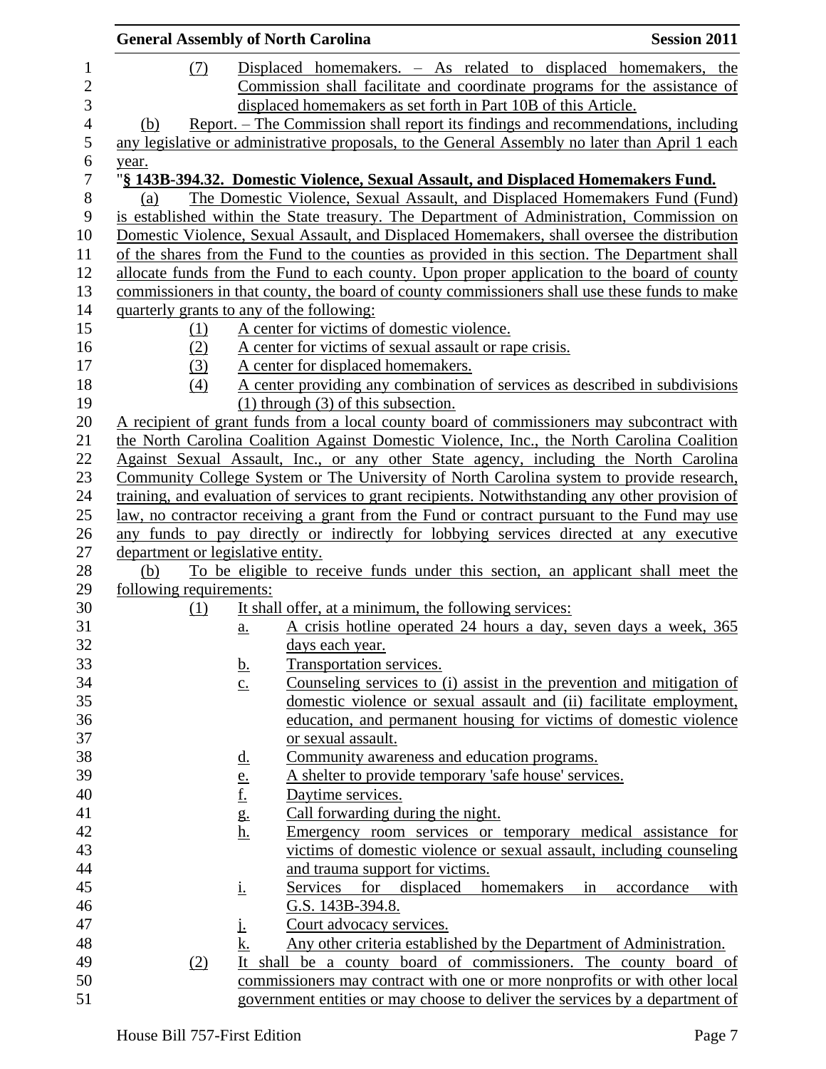(7) Displaced homemakers. – As related to displaced homemakers, the Commission shall facilitate and coordinate programs for the assistance of displaced homemakers as set forth in Part 10B of this Article.

(b) Report. – The Commission shall report its findings and recommendations, including any legislative or administrative proposals, to the General Assembly no later than April 1 each year.

"**§ 143B-394.32. Domestic Violence, Sexual Assault, and Displaced Homemakers Fund.**

(a) The Domestic Violence, Sexual Assault, and Displaced Homemakers Fund (Fund) is established within the State treasury. The Department of Administration, Commission on Domestic Violence, Sexual Assault, and Displaced Homemakers, shall oversee the distribution of the shares from the Fund to the counties as provided in this section. The Department shall allocate funds from the Fund to each county. Upon proper application to the board of county commissioners in that county, the board of county commissioners shall use these funds to make quarterly grants to any of the following:

(1) A center for victims of domestic violence.

(2) A center for victims of sexual assault or rape crisis.

(3) A center for displaced homemakers.

(4) A center providing any combination of services as described in subdivisions (1) through (3) of this subsection.

A recipient of grant funds from a local county board of commissioners may subcontract with the North Carolina Coalition Against Domestic Violence, Inc., the North Carolina Coalition Against Sexual Assault, Inc., or any other State agency, including the North Carolina Community College System or The University of North Carolina system to provide research, training, and evaluation of services to grant recipients. Notwithstanding any other provision of law, no contractor receiving a grant from the Fund or contract pursuant to the Fund may use any funds to pay directly or indirectly for lobbying services directed at any executive department or legislative entity.

(b) To be eligible to receive funds under this section, an applicant shall meet the following requirements:

(1) It shall offer, at a minimum, the following services:

a. A crisis hotline operated 24 hours a day, seven days a week, 365 days each year.

b. Transportation services.

c. Counseling services to (i) assist in the prevention and mitigation of domestic violence or sexual assault and (ii) facilitate employment, education, and permanent housing for victims of domestic violence or sexual assault.

d. Community awareness and education programs.

e. A shelter to provide temporary 'safe house' services.

f. Daytime services.

g. Call forwarding during the night.

h. Emergency room services or temporary medical assistance for victims of domestic violence or sexual assault, including counseling and trauma support for victims.

i. Services for displaced homemakers in accordance with G.S. 143B-394.8.

j. Court advocacy services.

k. Any other criteria established by the Department of Administration.

(2) It shall be a county board of commissioners. The county board of commissioners may contract with one or more nonprofits or with other local government entities or may choose to deliver the services by a department of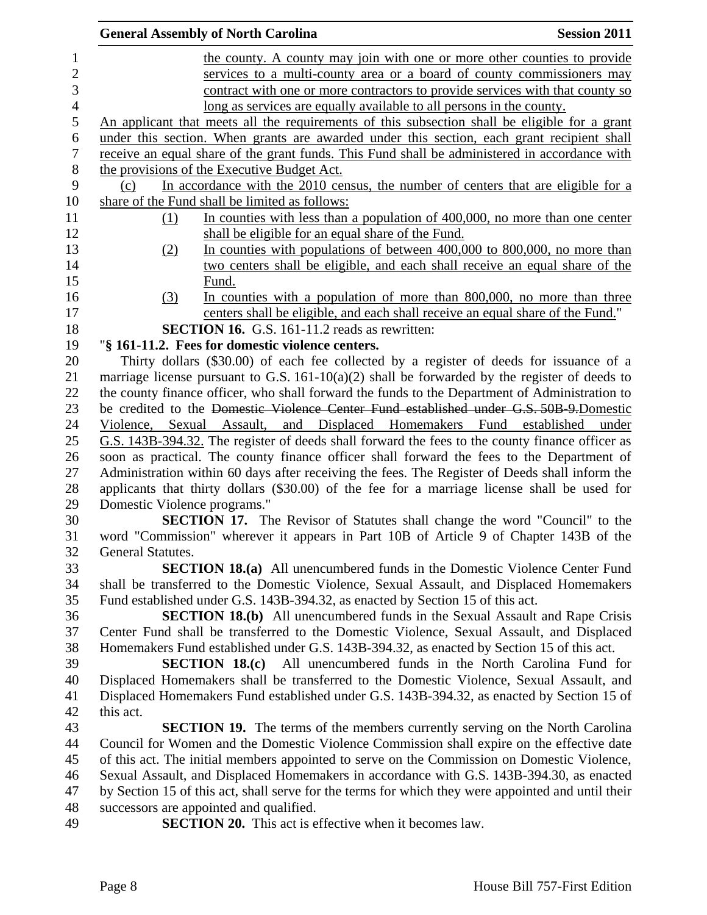the county. A county may join with one or more other counties to provide services to a multi-county area or a board of county commissioners may contract with one or more contractors to provide services with that county so long as services are equally available to all persons in the county.

An applicant that meets all the requirements of this subsection shall be eligible for a grant under this section. When grants are awarded under this section, each grant recipient shall receive an equal share of the grant funds. This Fund shall be administered in accordance with the provisions of the Executive Budget Act.

(c) In accordance with the 2010 census, the number of centers that are eligible for a share of the Fund shall be limited as follows:

(1) In counties with less than a population of 400,000, no more than one center shall be eligible for an equal share of the Fund.

(2) In counties with populations of between 400,000 to 800,000, no more than two centers shall be eligible, and each shall receive an equal share of the Fund.

(3) In counties with a population of more than 800,000, no more than three centers shall be eligible, and each shall receive an equal share of the Fund."

**SECTION 16.** G.S. 161-11.2 reads as rewritten:

"**§ 161-11.2. Fees for domestic violence centers.**

Thirty dollars ($30.00) of each fee collected by a register of deeds for issuance of a marriage license pursuant to G.S. 161-10(a)(2) shall be forwarded by the register of deeds to the county finance officer, who shall forward the funds to the Department of Administration to be credited to the ~~Domestic Violence Center Fund established under G.S. 50B-9.~~Domestic Violence, Sexual Assault, and Displaced Homemakers Fund established under G.S. 143B-394.32. The register of deeds shall forward the fees to the county finance officer as soon as practical. The county finance officer shall forward the fees to the Department of Administration within 60 days after receiving the fees. The Register of Deeds shall inform the applicants that thirty dollars ($30.00) of the fee for a marriage license shall be used for Domestic Violence programs."

**SECTION 17.** The Revisor of Statutes shall change the word "Council" to the word "Commission" wherever it appears in Part 10B of Article 9 of Chapter 143B of the General Statutes.

**SECTION 18.(a)** All unencumbered funds in the Domestic Violence Center Fund shall be transferred to the Domestic Violence, Sexual Assault, and Displaced Homemakers Fund established under G.S. 143B-394.32, as enacted by Section 15 of this act.

**SECTION 18.(b)** All unencumbered funds in the Sexual Assault and Rape Crisis Center Fund shall be transferred to the Domestic Violence, Sexual Assault, and Displaced Homemakers Fund established under G.S. 143B-394.32, as enacted by Section 15 of this act.

**SECTION 18.(c)** All unencumbered funds in the North Carolina Fund for Displaced Homemakers shall be transferred to the Domestic Violence, Sexual Assault, and Displaced Homemakers Fund established under G.S. 143B-394.32, as enacted by Section 15 of this act.

**SECTION 19.** The terms of the members currently serving on the North Carolina Council for Women and the Domestic Violence Commission shall expire on the effective date of this act. The initial members appointed to serve on the Commission on Domestic Violence, Sexual Assault, and Displaced Homemakers in accordance with G.S. 143B-394.30, as enacted by Section 15 of this act, shall serve for the terms for which they were appointed and until their successors are appointed and qualified.

**SECTION 20.** This act is effective when it becomes law.